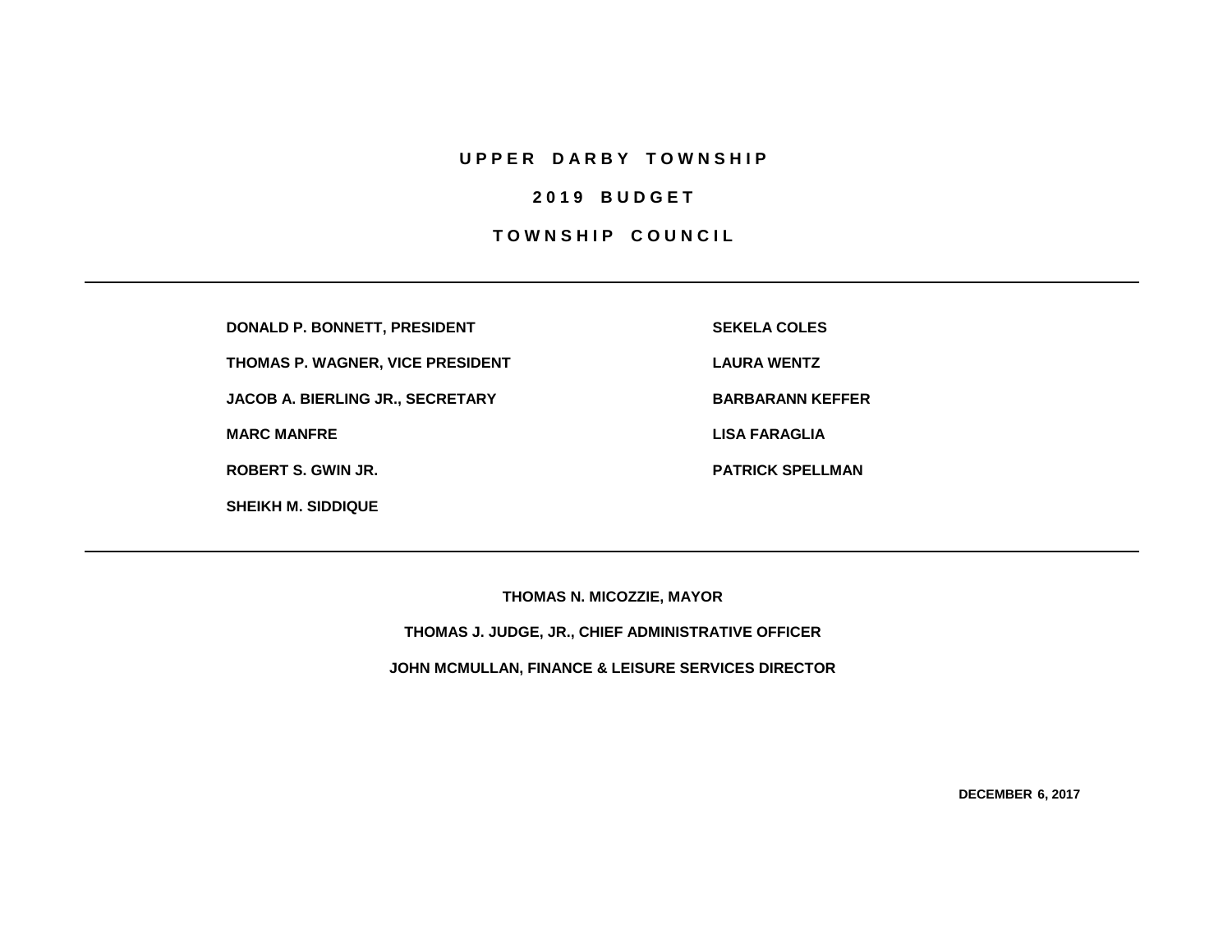# UPPER DARBY TOWNSHIP

## 2019 BUDGET

## TOWNSHIP COUNCIL

---

**DONALD P. BONNETT, PRESIDENT**

**THOMAS P. WAGNER, VICE PRESIDENT**

**JACOB A. BIERLING JR., SECRETARY**

**MARC MANFRE**

**ROBERT S. GWIN JR.**

**SHEIKH M. SIDDIQUE**

**SEKELA COLES**

**LAURA WENTZ**

**BARBARANN KEFFER**

**LISA FARAGLIA**

**PATRICK SPELLMAN**

---

**THOMAS N. MICOZZIE, MAYOR**

**THOMAS J. JUDGE, JR., CHIEF ADMINISTRATIVE OFFICER**

**JOHN MCMULLAN, FINANCE & LEISURE SERVICES DIRECTOR**

**DECEMBER 6, 2017**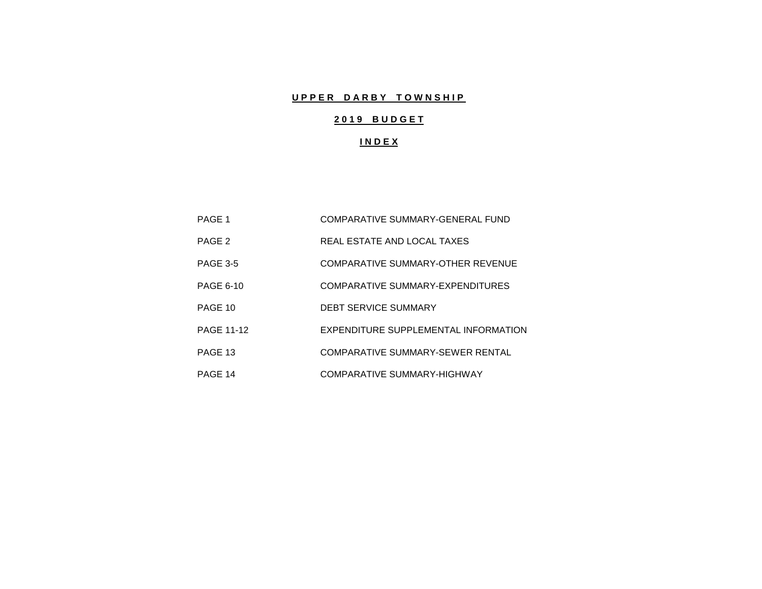# UPPER DARBY TOWNSHIP

## 2019 BUDGET

## INDEX

| | |
|---|---|
| PAGE 1 | COMPARATIVE SUMMARY-GENERAL FUND |
| PAGE 2 | REAL ESTATE AND LOCAL TAXES |
| PAGE 3-5 | COMPARATIVE SUMMARY-OTHER REVENUE |
| PAGE 6-10 | COMPARATIVE SUMMARY-EXPENDITURES |
| PAGE 10 | DEBT SERVICE SUMMARY |
| PAGE 11-12 | EXPENDITURE SUPPLEMENTAL INFORMATION |
| PAGE 13 | COMPARATIVE SUMMARY-SEWER RENTAL |
| PAGE 14 | COMPARATIVE SUMMARY-HIGHWAY |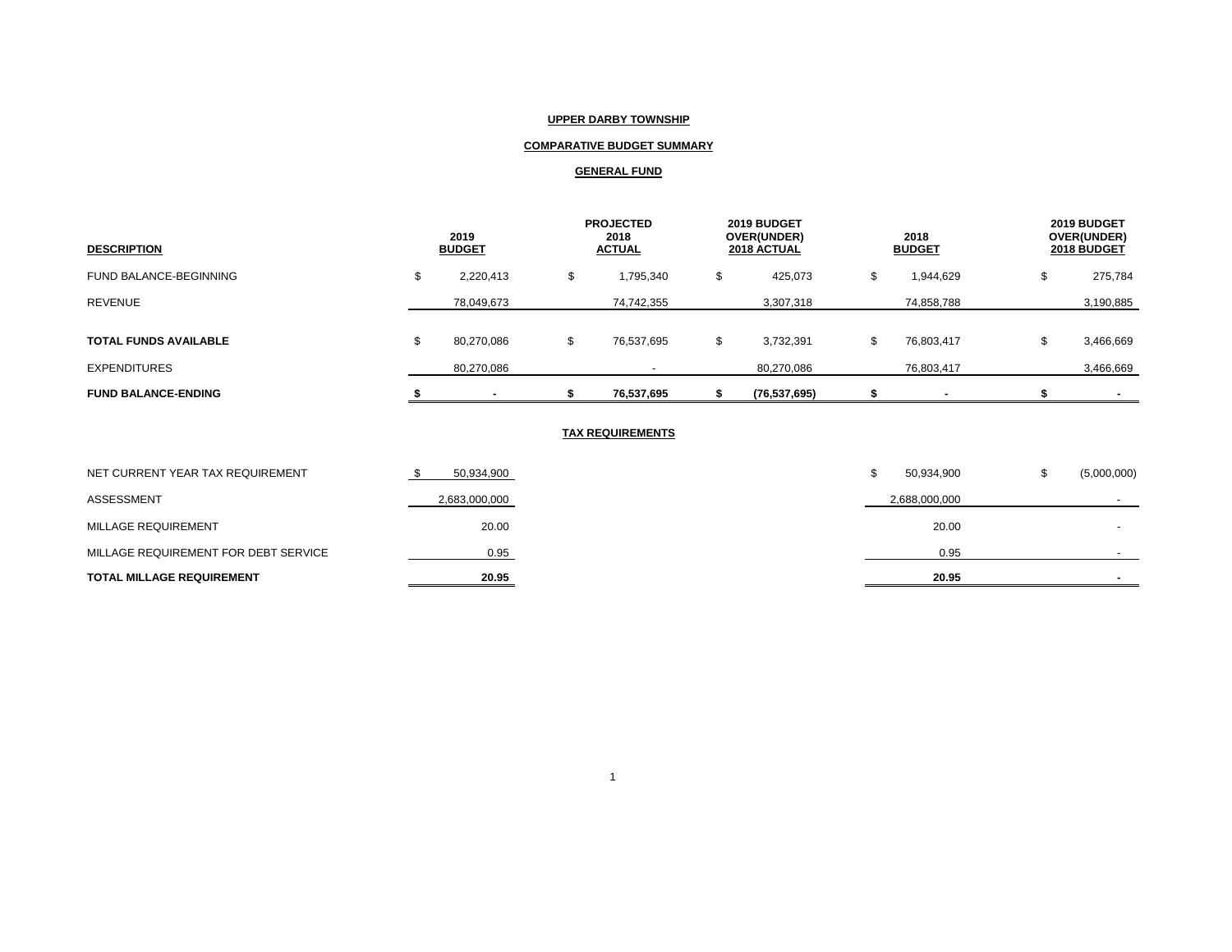**UPPER DARBY TOWNSHIP**

**COMPARATIVE BUDGET SUMMARY**

**GENERAL FUND**

| DESCRIPTION | 2019 BUDGET | PROJECTED 2018 ACTUAL | 2019 BUDGET OVER(UNDER) 2018 ACTUAL | 2018 BUDGET | 2019 BUDGET OVER(UNDER) 2018 BUDGET |
|---|---|---|---|---|---|
| FUND BALANCE-BEGINNING | $ 2,220,413 | $ 1,795,340 | $ 425,073 | $ 1,944,629 | $ 275,784 |
| REVENUE | 78,049,673 | 74,742,355 | 3,307,318 | 74,858,788 | 3,190,885 |
| **TOTAL FUNDS AVAILABLE** | $ 80,270,086 | $ 76,537,695 | $ 3,732,391 | $ 76,803,417 | $ 3,466,669 |
| EXPENDITURES | 80,270,086 | - | 80,270,086 | 76,803,417 | 3,466,669 |
| **FUND BALANCE-ENDING** | **$ -** | **$ 76,537,695** | **$ (76,537,695)** | **$ -** | **$ -** |

**TAX REQUIREMENTS**

| DESCRIPTION | 2019 BUDGET | PROJECTED 2018 ACTUAL | 2019 BUDGET OVER(UNDER) 2018 ACTUAL | 2018 BUDGET | 2019 BUDGET OVER(UNDER) 2018 BUDGET |
|---|---|---|---|---|---|
| NET CURRENT YEAR TAX REQUIREMENT | $ 50,934,900 | | | $ 50,934,900 | $ (5,000,000) |
| ASSESSMENT | 2,683,000,000 | | | 2,688,000,000 | - |
| MILLAGE REQUIREMENT | 20.00 | | | 20.00 | - |
| MILLAGE REQUIREMENT FOR DEBT SERVICE | 0.95 | | | 0.95 | - |
| **TOTAL MILLAGE REQUIREMENT** | **20.95** | | | **20.95** | **-** |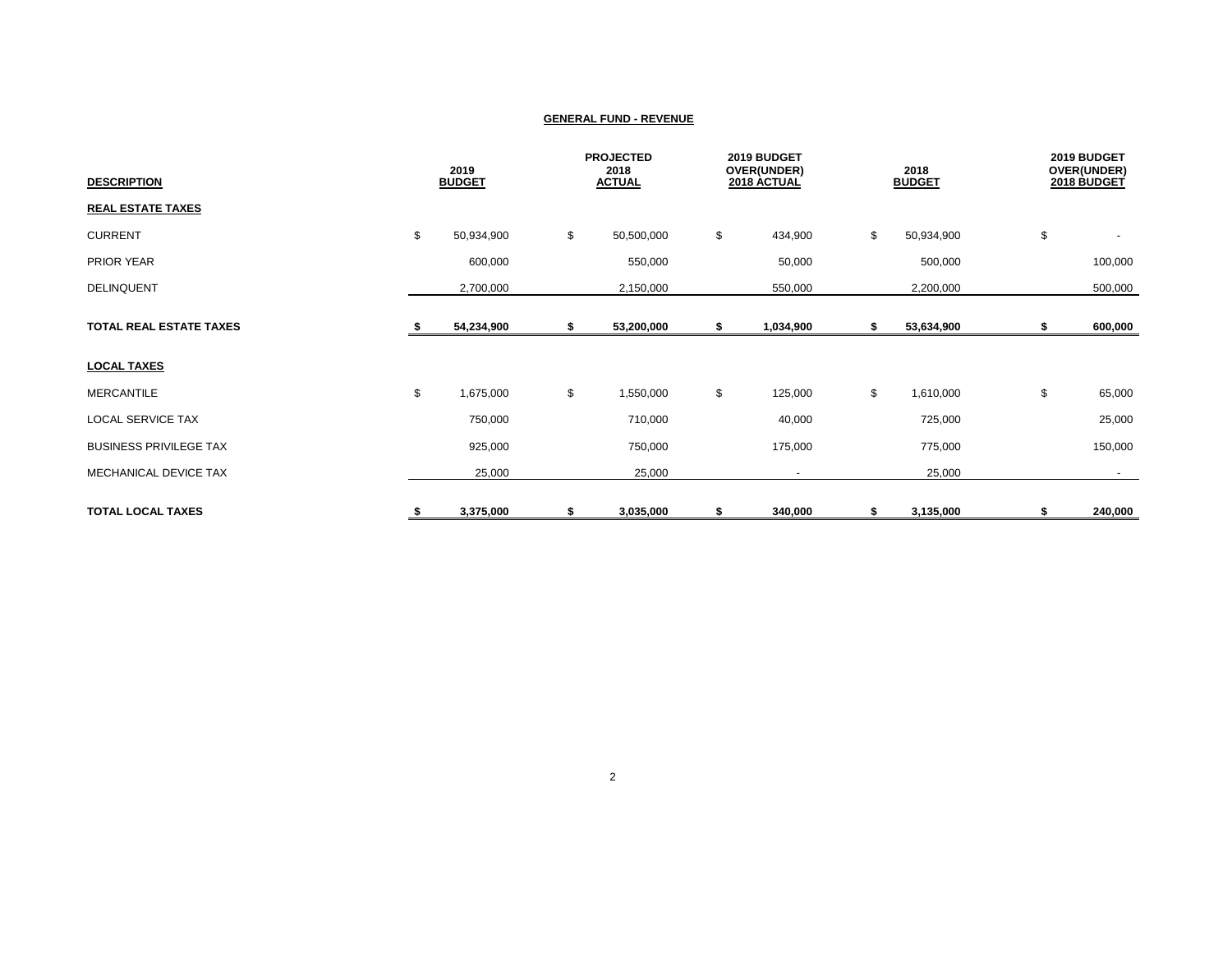**GENERAL FUND - REVENUE**

| DESCRIPTION | 2019 BUDGET | PROJECTED 2018 ACTUAL | 2019 BUDGET OVER(UNDER) 2018 ACTUAL | 2018 BUDGET | 2019 BUDGET OVER(UNDER) 2018 BUDGET |
|---|---|---|---|---|---|
| **REAL ESTATE TAXES** | | | | | |
| CURRENT | $ 50,934,900 | $ 50,500,000 | $ 434,900 | $ 50,934,900 | $ - |
| PRIOR YEAR | 600,000 | 550,000 | 50,000 | 500,000 | 100,000 |
| DELINQUENT | 2,700,000 | 2,150,000 | 550,000 | 2,200,000 | 500,000 |
| **TOTAL REAL ESTATE TAXES** | **$ 54,234,900** | **$ 53,200,000** | **$ 1,034,900** | **$ 53,634,900** | **$ 600,000** |
| **LOCAL TAXES** | | | | | |
| MERCANTILE | $ 1,675,000 | $ 1,550,000 | $ 125,000 | $ 1,610,000 | $ 65,000 |
| LOCAL SERVICE TAX | 750,000 | 710,000 | 40,000 | 725,000 | 25,000 |
| BUSINESS PRIVILEGE TAX | 925,000 | 750,000 | 175,000 | 775,000 | 150,000 |
| MECHANICAL DEVICE TAX | 25,000 | 25,000 | - | 25,000 | - |
| **TOTAL LOCAL TAXES** | **$ 3,375,000** | **$ 3,035,000** | **$ 340,000** | **$ 3,135,000** | **$ 240,000** |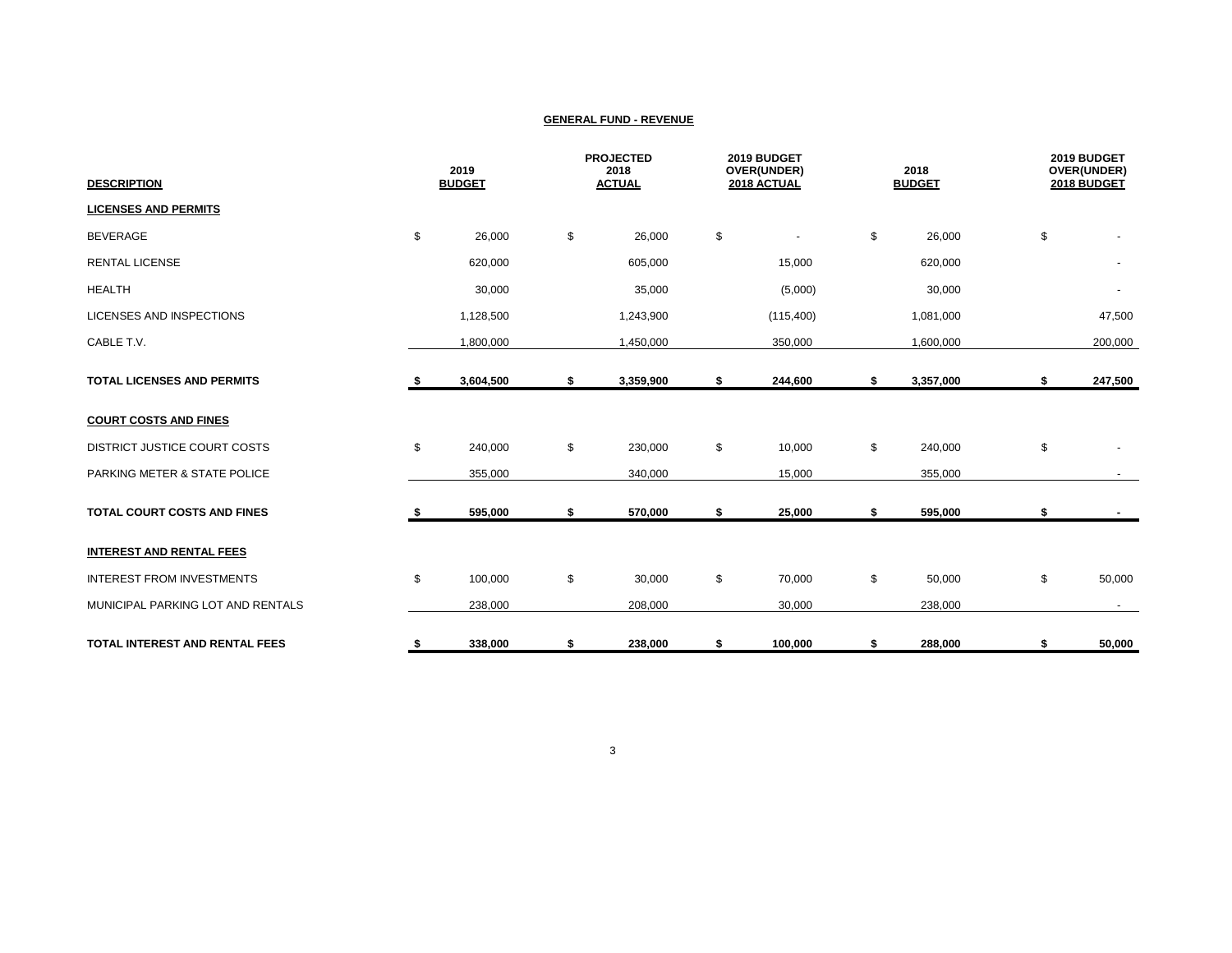## GENERAL FUND - REVENUE

| DESCRIPTION | 2019 BUDGET | PROJECTED 2018 ACTUAL | 2019 BUDGET OVER(UNDER) 2018 ACTUAL | 2018 BUDGET | 2019 BUDGET OVER(UNDER) 2018 BUDGET |
|---|---|---|---|---|---|
| **LICENSES AND PERMITS** | | | | | |
| BEVERAGE | $ 26,000 | $ 26,000 | $ - | $ 26,000 | $ - |
| RENTAL LICENSE | 620,000 | 605,000 | 15,000 | 620,000 | - |
| HEALTH | 30,000 | 35,000 | (5,000) | 30,000 | - |
| LICENSES AND INSPECTIONS | 1,128,500 | 1,243,900 | (115,400) | 1,081,000 | 47,500 |
| CABLE T.V. | 1,800,000 | 1,450,000 | 350,000 | 1,600,000 | 200,000 |
| **TOTAL LICENSES AND PERMITS** | **$ 3,604,500** | **$ 3,359,900** | **$ 244,600** | **$ 3,357,000** | **$ 247,500** |
| **COURT COSTS AND FINES** | | | | | |
| DISTRICT JUSTICE COURT COSTS | $ 240,000 | $ 230,000 | $ 10,000 | $ 240,000 | $ - |
| PARKING METER & STATE POLICE | 355,000 | 340,000 | 15,000 | 355,000 | - |
| **TOTAL COURT COSTS AND FINES** | **$ 595,000** | **$ 570,000** | **$ 25,000** | **$ 595,000** | **$ -** |
| **INTEREST AND RENTAL FEES** | | | | | |
| INTEREST FROM INVESTMENTS | $ 100,000 | $ 30,000 | $ 70,000 | $ 50,000 | $ 50,000 |
| MUNICIPAL PARKING LOT AND RENTALS | 238,000 | 208,000 | 30,000 | 238,000 | - |
| **TOTAL INTEREST AND RENTAL FEES** | **$ 338,000** | **$ 238,000** | **$ 100,000** | **$ 288,000** | **$ 50,000** |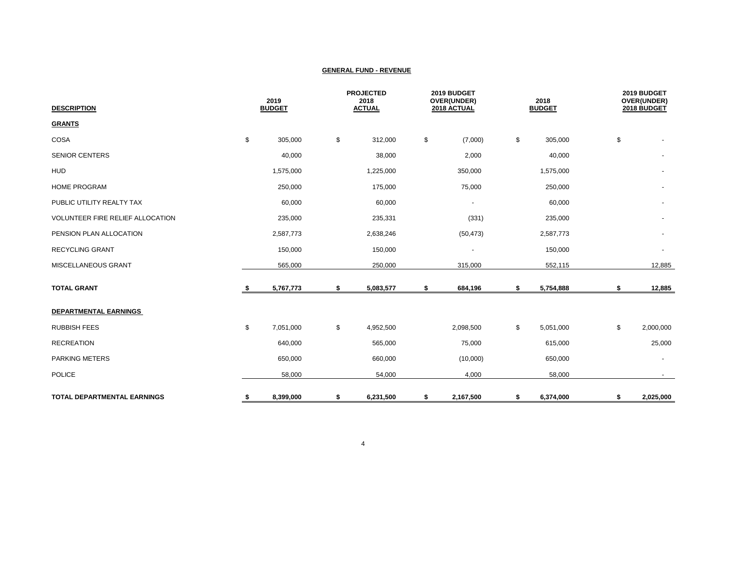## GENERAL FUND - REVENUE

| DESCRIPTION | 2019 BUDGET | PROJECTED 2018 ACTUAL | 2019 BUDGET OVER(UNDER) 2018 ACTUAL | 2018 BUDGET | 2019 BUDGET OVER(UNDER) 2018 BUDGET |
|---|---|---|---|---|---|
| **GRANTS** | | | | | |
| COSA | $ 305,000 | $ 312,000 | $ (7,000) | $ 305,000 | $ - |
| SENIOR CENTERS | 40,000 | 38,000 | 2,000 | 40,000 | - |
| HUD | 1,575,000 | 1,225,000 | 350,000 | 1,575,000 | - |
| HOME PROGRAM | 250,000 | 175,000 | 75,000 | 250,000 | - |
| PUBLIC UTILITY REALTY TAX | 60,000 | 60,000 | - | 60,000 | - |
| VOLUNTEER FIRE RELIEF ALLOCATION | 235,000 | 235,331 | (331) | 235,000 | - |
| PENSION PLAN ALLOCATION | 2,587,773 | 2,638,246 | (50,473) | 2,587,773 | - |
| RECYCLING GRANT | 150,000 | 150,000 | - | 150,000 | - |
| MISCELLANEOUS GRANT | 565,000 | 250,000 | 315,000 | 552,115 | 12,885 |
| **TOTAL GRANT** | **$ 5,767,773** | **$ 5,083,577** | **$ 684,196** | **$ 5,754,888** | **$ 12,885** |
| **DEPARTMENTAL EARNINGS** | | | | | |
| RUBBISH FEES | $ 7,051,000 | $ 4,952,500 | 2,098,500 | $ 5,051,000 | $ 2,000,000 |
| RECREATION | 640,000 | 565,000 | 75,000 | 615,000 | 25,000 |
| PARKING METERS | 650,000 | 660,000 | (10,000) | 650,000 | - |
| POLICE | 58,000 | 54,000 | 4,000 | 58,000 | - |
| **TOTAL DEPARTMENTAL EARNINGS** | **$ 8,399,000** | **$ 6,231,500** | **$ 2,167,500** | **$ 6,374,000** | **$ 2,025,000** |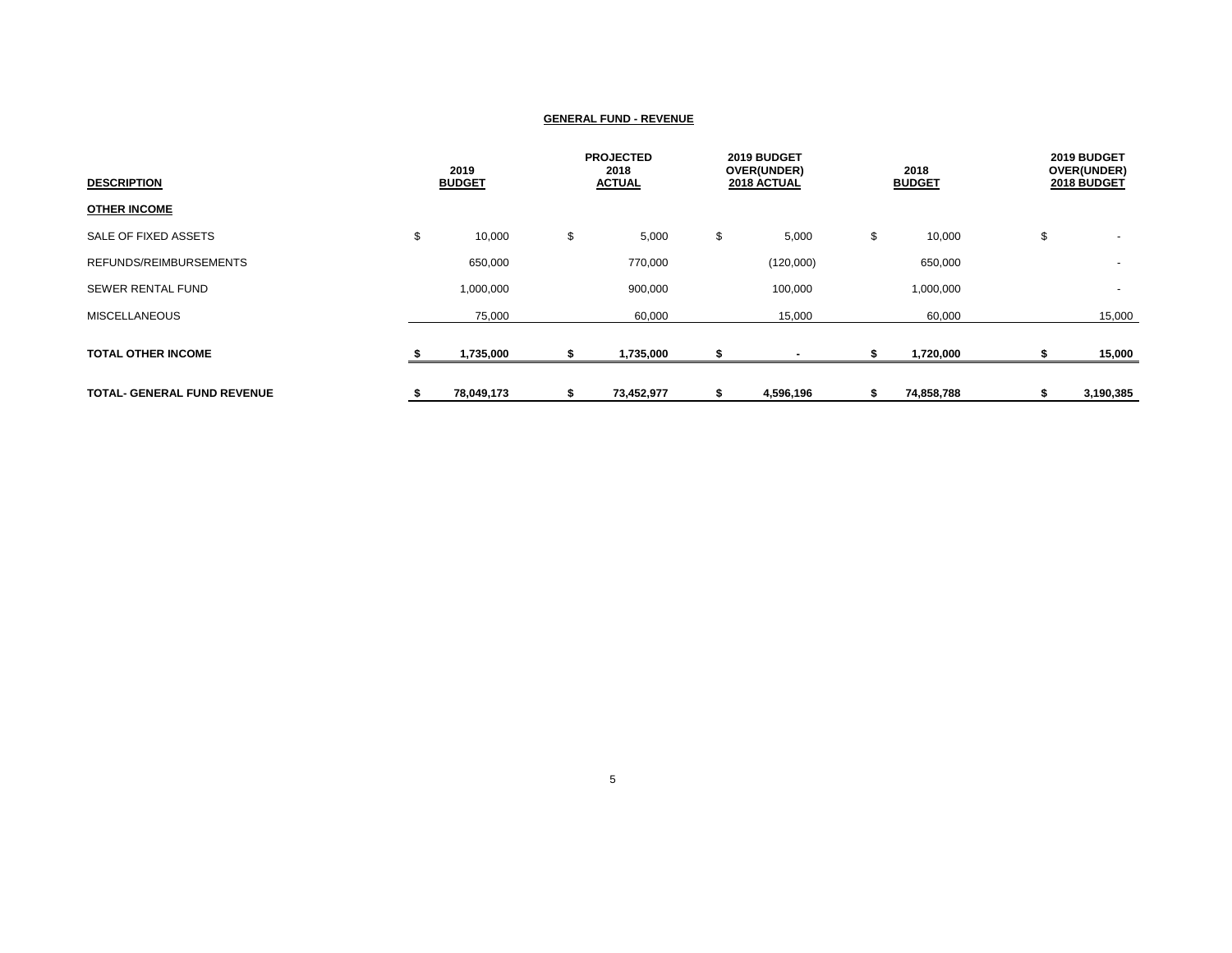**GENERAL FUND - REVENUE**

| DESCRIPTION | 2019 BUDGET | PROJECTED 2018 ACTUAL | 2019 BUDGET OVER(UNDER) 2018 ACTUAL | 2018 BUDGET | 2019 BUDGET OVER(UNDER) 2018 BUDGET |
|---|---|---|---|---|---|
| **OTHER INCOME** | | | | | |
| SALE OF FIXED ASSETS | $ 10,000 | $ 5,000 | $ 5,000 | $ 10,000 | $ - |
| REFUNDS/REIMBURSEMENTS | 650,000 | 770,000 | (120,000) | 650,000 | - |
| SEWER RENTAL FUND | 1,000,000 | 900,000 | 100,000 | 1,000,000 | - |
| MISCELLANEOUS | 75,000 | 60,000 | 15,000 | 60,000 | 15,000 |
| **TOTAL OTHER INCOME** | **$ 1,735,000** | **$ 1,735,000** | **$ -** | **$ 1,720,000** | **$ 15,000** |
| **TOTAL- GENERAL FUND REVENUE** | **$ 78,049,173** | **$ 73,452,977** | **$ 4,596,196** | **$ 74,858,788** | **$ 3,190,385** |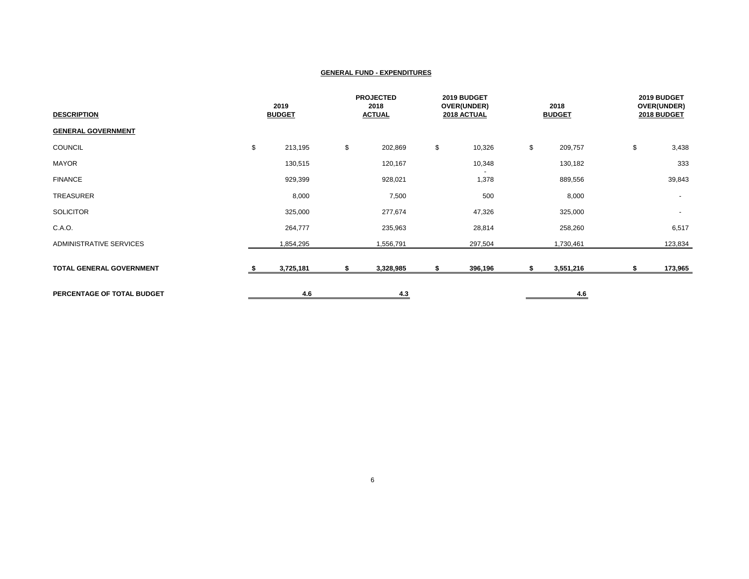## GENERAL FUND - EXPENDITURES

| DESCRIPTION | 2019 BUDGET | PROJECTED 2018 ACTUAL | 2019 BUDGET OVER(UNDER) 2018 ACTUAL | 2018 BUDGET | 2019 BUDGET OVER(UNDER) 2018 BUDGET |
|---|---|---|---|---|---|
| **GENERAL GOVERNMENT** | | | | | |
| COUNCIL | $ 213,195 | $ 202,869 | $ 10,326 | $ 209,757 | $ 3,438 |
| MAYOR | 130,515 | 120,167 | 10,348 | 130,182 | 333 |
| FINANCE | 929,399 | 928,021 | - 1,378 | 889,556 | 39,843 |
| TREASURER | 8,000 | 7,500 | 500 | 8,000 | - |
| SOLICITOR | 325,000 | 277,674 | 47,326 | 325,000 | - |
| C.A.O. | 264,777 | 235,963 | 28,814 | 258,260 | 6,517 |
| ADMINISTRATIVE SERVICES | 1,854,295 | 1,556,791 | 297,504 | 1,730,461 | 123,834 |
| **TOTAL GENERAL GOVERNMENT** | **$ 3,725,181** | **$ 3,328,985** | **$ 396,196** | **$ 3,551,216** | **$ 173,965** |
| **PERCENTAGE OF TOTAL BUDGET** | **4.6** | **4.3** | | **4.6** | |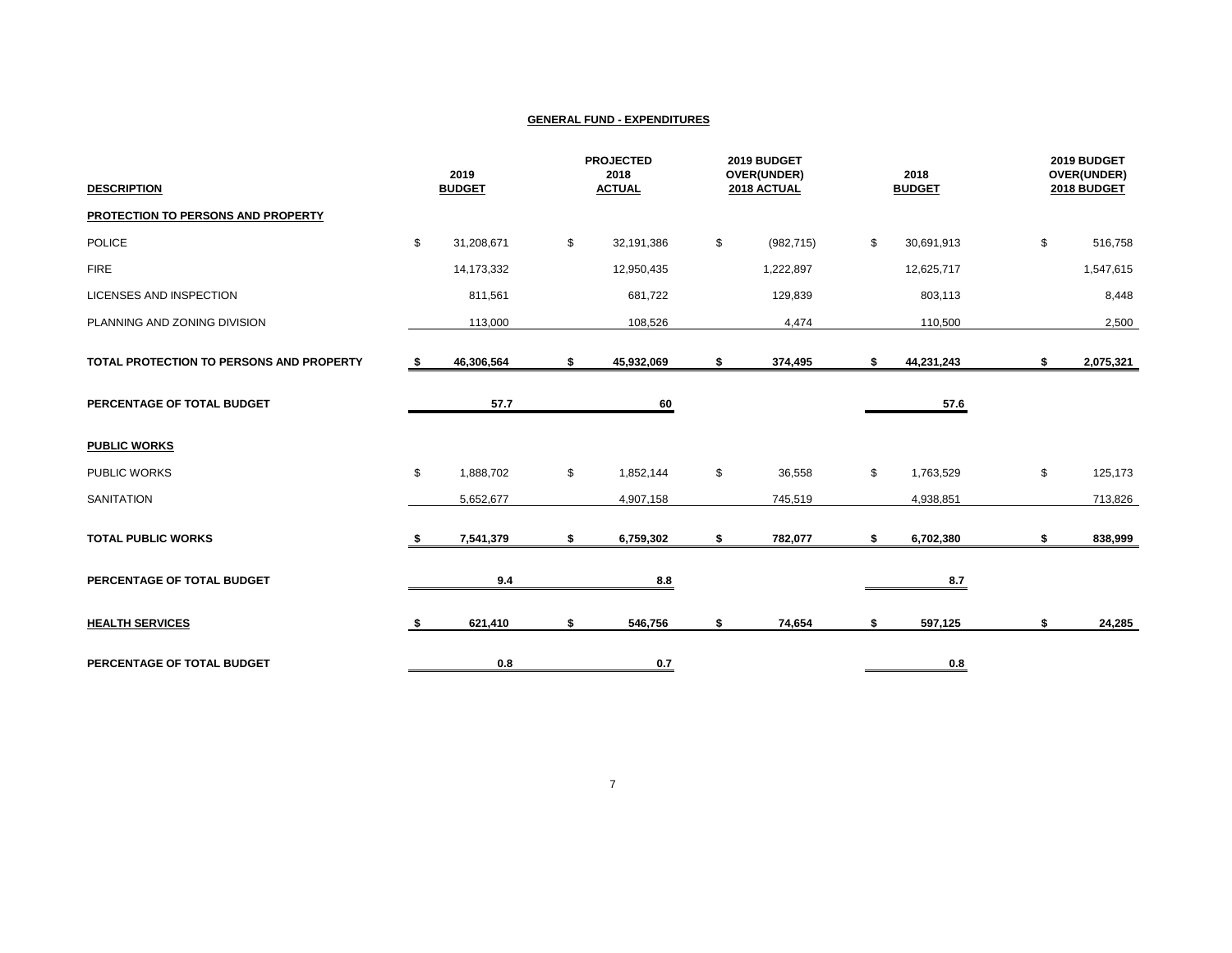## GENERAL FUND - EXPENDITURES

| DESCRIPTION | 2019 BUDGET | PROJECTED 2018 ACTUAL | 2019 BUDGET OVER(UNDER) 2018 ACTUAL | 2018 BUDGET | 2019 BUDGET OVER(UNDER) 2018 BUDGET |
|---|---|---|---|---|---|
| **PROTECTION TO PERSONS AND PROPERTY** | | | | | |
| POLICE | $ 31,208,671 | $ 32,191,386 | $ (982,715) | $ 30,691,913 | $ 516,758 |
| FIRE | 14,173,332 | 12,950,435 | 1,222,897 | 12,625,717 | 1,547,615 |
| LICENSES AND INSPECTION | 811,561 | 681,722 | 129,839 | 803,113 | 8,448 |
| PLANNING AND ZONING DIVISION | 113,000 | 108,526 | 4,474 | 110,500 | 2,500 |
| **TOTAL PROTECTION TO PERSONS AND PROPERTY** | **$ 46,306,564** | **$ 45,932,069** | **$ 374,495** | **$ 44,231,243** | **$ 2,075,321** |
| **PERCENTAGE OF TOTAL BUDGET** | **57.7** | **60** | | **57.6** | |
| **PUBLIC WORKS** | | | | | |
| PUBLIC WORKS | $ 1,888,702 | $ 1,852,144 | $ 36,558 | $ 1,763,529 | $ 125,173 |
| SANITATION | 5,652,677 | 4,907,158 | 745,519 | 4,938,851 | 713,826 |
| **TOTAL PUBLIC WORKS** | **$ 7,541,379** | **$ 6,759,302** | **$ 782,077** | **$ 6,702,380** | **$ 838,999** |
| **PERCENTAGE OF TOTAL BUDGET** | **9.4** | **8.8** | | **8.7** | |
| **HEALTH SERVICES** | **$ 621,410** | **$ 546,756** | **$ 74,654** | **$ 597,125** | **$ 24,285** |
| **PERCENTAGE OF TOTAL BUDGET** | **0.8** | **0.7** | | **0.8** | |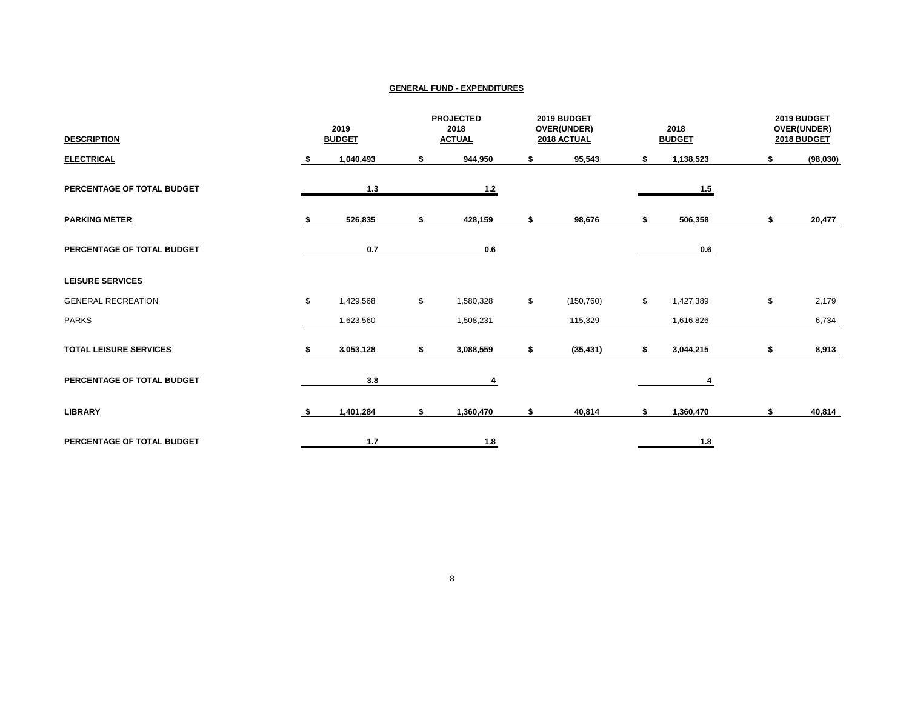## GENERAL FUND - EXPENDITURES

| DESCRIPTION | 2019 BUDGET | PROJECTED 2018 ACTUAL | 2019 BUDGET OVER(UNDER) 2018 ACTUAL | 2018 BUDGET | 2019 BUDGET OVER(UNDER) 2018 BUDGET |
|---|---|---|---|---|---|
| **ELECTRICAL** | **$ 1,040,493** | **$ 944,950** | **$ 95,543** | **$ 1,138,523** | **$ (98,030)** |
| **PERCENTAGE OF TOTAL BUDGET** | **1.3** | **1.2** | | **1.5** | |
| **PARKING METER** | **$ 526,835** | **$ 428,159** | **$ 98,676** | **$ 506,358** | **$ 20,477** |
| **PERCENTAGE OF TOTAL BUDGET** | **0.7** | **0.6** | | **0.6** | |
| **LEISURE SERVICES** | | | | | |
| GENERAL RECREATION | $ 1,429,568 | $ 1,580,328 | $ (150,760) | $ 1,427,389 | $ 2,179 |
| PARKS | 1,623,560 | 1,508,231 | 115,329 | 1,616,826 | 6,734 |
| **TOTAL LEISURE SERVICES** | **$ 3,053,128** | **$ 3,088,559** | **$ (35,431)** | **$ 3,044,215** | **$ 8,913** |
| **PERCENTAGE OF TOTAL BUDGET** | **3.8** | **4** | | **4** | |
| **LIBRARY** | **$ 1,401,284** | **$ 1,360,470** | **$ 40,814** | **$ 1,360,470** | **$ 40,814** |
| **PERCENTAGE OF TOTAL BUDGET** | **1.7** | **1.8** | | **1.8** | |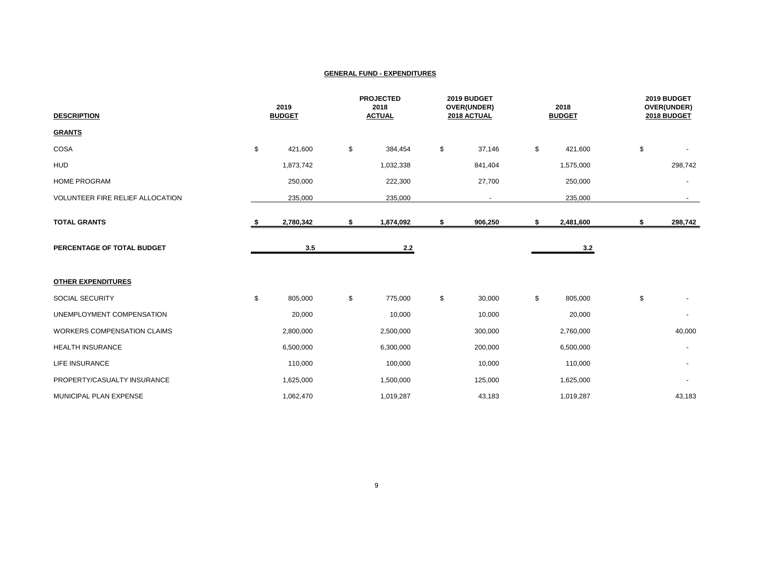**GENERAL FUND - EXPENDITURES**

| DESCRIPTION | 2019 BUDGET | PROJECTED 2018 ACTUAL | 2019 BUDGET OVER(UNDER) 2018 ACTUAL | 2018 BUDGET | 2019 BUDGET OVER(UNDER) 2018 BUDGET |
|---|---|---|---|---|---|
| **GRANTS** | | | | | |
| COSA | $ 421,600 | $ 384,454 | $ 37,146 | $ 421,600 | $ - |
| HUD | 1,873,742 | 1,032,338 | 841,404 | 1,575,000 | 298,742 |
| HOME PROGRAM | 250,000 | 222,300 | 27,700 | 250,000 | - |
| VOLUNTEER FIRE RELIEF ALLOCATION | 235,000 | 235,000 | - | 235,000 | - |
| **TOTAL GRANTS** | **$ 2,780,342** | **$ 1,874,092** | **$ 906,250** | **$ 2,481,600** | **$ 298,742** |
| **PERCENTAGE OF TOTAL BUDGET** | **3.5** | **2.2** | | **3.2** | |
| **OTHER EXPENDITURES** | | | | | |
| SOCIAL SECURITY | $ 805,000 | $ 775,000 | $ 30,000 | $ 805,000 | $ - |
| UNEMPLOYMENT COMPENSATION | 20,000 | 10,000 | 10,000 | 20,000 | - |
| WORKERS COMPENSATION CLAIMS | 2,800,000 | 2,500,000 | 300,000 | 2,760,000 | 40,000 |
| HEALTH INSURANCE | 6,500,000 | 6,300,000 | 200,000 | 6,500,000 | - |
| LIFE INSURANCE | 110,000 | 100,000 | 10,000 | 110,000 | - |
| PROPERTY/CASUALTY INSURANCE | 1,625,000 | 1,500,000 | 125,000 | 1,625,000 | - |
| MUNICIPAL PLAN EXPENSE | 1,062,470 | 1,019,287 | 43,183 | 1,019,287 | 43,183 |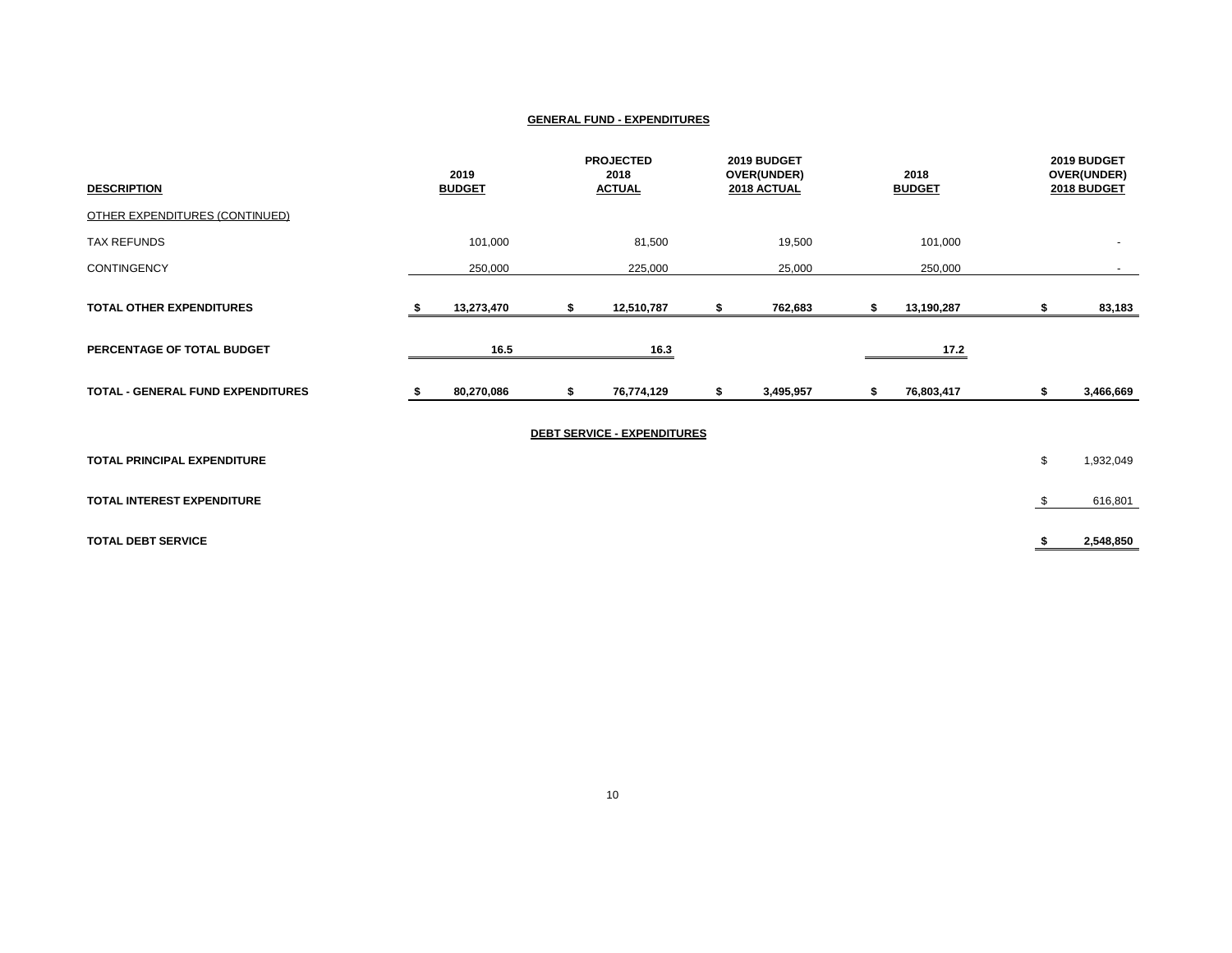**GENERAL FUND - EXPENDITURES**

| DESCRIPTION | 2019 BUDGET | PROJECTED 2018 ACTUAL | 2019 BUDGET OVER(UNDER) 2018 ACTUAL | 2018 BUDGET | 2019 BUDGET OVER(UNDER) 2018 BUDGET |
|---|---|---|---|---|---|
| OTHER EXPENDITURES (CONTINUED) | | | | | |
| TAX REFUNDS | 101,000 | 81,500 | 19,500 | 101,000 | - |
| CONTINGENCY | 250,000 | 225,000 | 25,000 | 250,000 | - |
| **TOTAL OTHER EXPENDITURES** | **$ 13,273,470** | **$ 12,510,787** | **$ 762,683** | **$ 13,190,287** | **$ 83,183** |
| **PERCENTAGE OF TOTAL BUDGET** | **16.5** | **16.3** | | **17.2** | |
| **TOTAL - GENERAL FUND EXPENDITURES** | **$ 80,270,086** | **$ 76,774,129** | **$ 3,495,957** | **$ 76,803,417** | **$ 3,466,669** |

**DEBT SERVICE - EXPENDITURES**

| | |
|---|---|
| **TOTAL PRINCIPAL EXPENDITURE** | $ 1,932,049 |
| **TOTAL INTEREST EXPENDITURE** | $ 616,801 |
| **TOTAL DEBT SERVICE** | **$ 2,548,850** |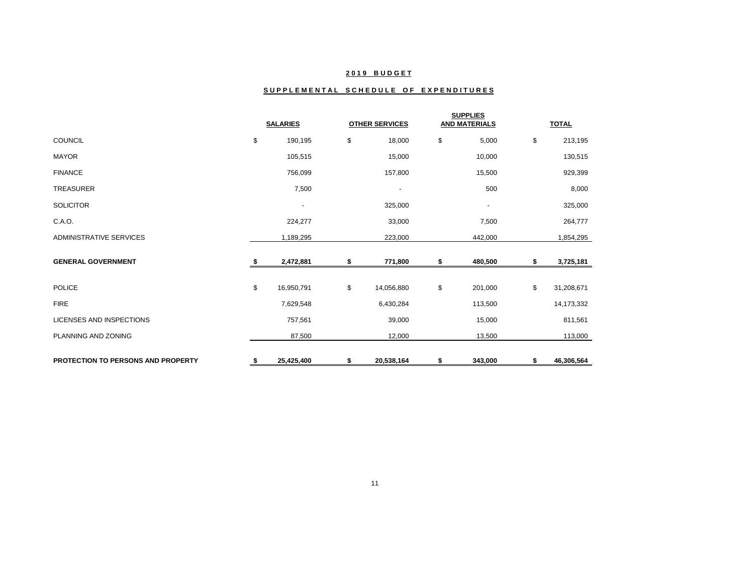## 2019 BUDGET

## SUPPLEMENTAL SCHEDULE OF EXPENDITURES

| | SALARIES | OTHER SERVICES | SUPPLIES AND MATERIALS | TOTAL |
|---|---|---|---|---|
| COUNCIL | $ 190,195 | $ 18,000 | $ 5,000 | $ 213,195 |
| MAYOR | 105,515 | 15,000 | 10,000 | 130,515 |
| FINANCE | 756,099 | 157,800 | 15,500 | 929,399 |
| TREASURER | 7,500 | - | 500 | 8,000 |
| SOLICITOR | - | 325,000 | - | 325,000 |
| C.A.O. | 224,277 | 33,000 | 7,500 | 264,777 |
| ADMINISTRATIVE SERVICES | 1,189,295 | 223,000 | 442,000 | 1,854,295 |
| **GENERAL GOVERNMENT** | **$ 2,472,881** | **$ 771,800** | **$ 480,500** | **$ 3,725,181** |
| POLICE | $ 16,950,791 | $ 14,056,880 | $ 201,000 | $ 31,208,671 |
| FIRE | 7,629,548 | 6,430,284 | 113,500 | 14,173,332 |
| LICENSES AND INSPECTIONS | 757,561 | 39,000 | 15,000 | 811,561 |
| PLANNING AND ZONING | 87,500 | 12,000 | 13,500 | 113,000 |
| **PROTECTION TO PERSONS AND PROPERTY** | **$ 25,425,400** | **$ 20,538,164** | **$ 343,000** | **$ 46,306,564** |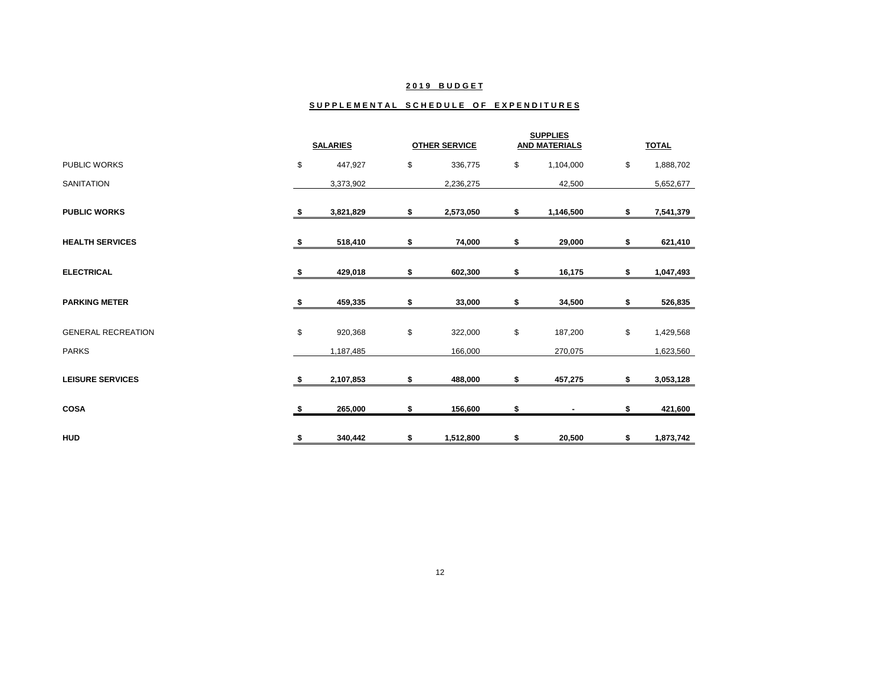## 2019 BUDGET

### SUPPLEMENTAL SCHEDULE OF EXPENDITURES

| | SALARIES | OTHER SERVICE | SUPPLIES AND MATERIALS | TOTAL |
|---|---|---|---|---|
| PUBLIC WORKS | $ 447,927 | $ 336,775 | $ 1,104,000 | $ 1,888,702 |
| SANITATION | 3,373,902 | 2,236,275 | 42,500 | 5,652,677 |
| **PUBLIC WORKS** | **$ 3,821,829** | **$ 2,573,050** | **$ 1,146,500** | **$ 7,541,379** |
| **HEALTH SERVICES** | **$ 518,410** | **$ 74,000** | **$ 29,000** | **$ 621,410** |
| **ELECTRICAL** | **$ 429,018** | **$ 602,300** | **$ 16,175** | **$ 1,047,493** |
| **PARKING METER** | **$ 459,335** | **$ 33,000** | **$ 34,500** | **$ 526,835** |
| GENERAL RECREATION | $ 920,368 | $ 322,000 | $ 187,200 | $ 1,429,568 |
| PARKS | 1,187,485 | 166,000 | 270,075 | 1,623,560 |
| **LEISURE SERVICES** | **$ 2,107,853** | **$ 488,000** | **$ 457,275** | **$ 3,053,128** |
| **COSA** | **$ 265,000** | **$ 156,600** | **$ -** | **$ 421,600** |
| **HUD** | **$ 340,442** | **$ 1,512,800** | **$ 20,500** | **$ 1,873,742** |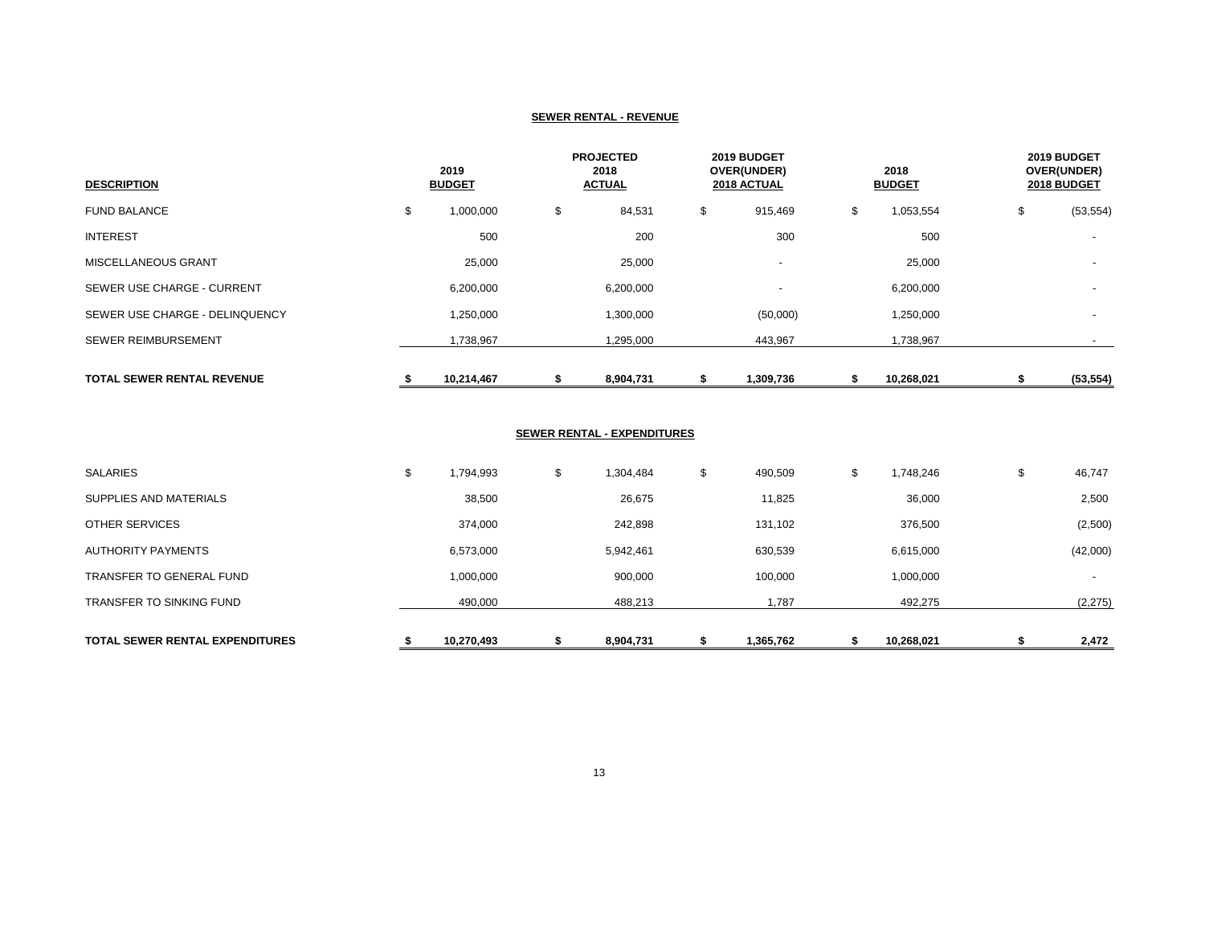## SEWER RENTAL - REVENUE

| DESCRIPTION | 2019 BUDGET | PROJECTED 2018 ACTUAL | 2019 BUDGET OVER(UNDER) 2018 ACTUAL | 2018 BUDGET | 2019 BUDGET OVER(UNDER) 2018 BUDGET |
|---|---|---|---|---|---|
| FUND BALANCE | $ 1,000,000 | $ 84,531 | $ 915,469 | $ 1,053,554 | $ (53,554) |
| INTEREST | 500 | 200 | 300 | 500 | - |
| MISCELLANEOUS GRANT | 25,000 | 25,000 | - | 25,000 | - |
| SEWER USE CHARGE - CURRENT | 6,200,000 | 6,200,000 | - | 6,200,000 | - |
| SEWER USE CHARGE - DELINQUENCY | 1,250,000 | 1,300,000 | (50,000) | 1,250,000 | - |
| SEWER REIMBURSEMENT | 1,738,967 | 1,295,000 | 443,967 | 1,738,967 | - |
| **TOTAL SEWER RENTAL REVENUE** | **$ 10,214,467** | **$ 8,904,731** | **$ 1,309,736** | **$ 10,268,021** | **$ (53,554)** |

## SEWER RENTAL - EXPENDITURES

| DESCRIPTION | 2019 BUDGET | PROJECTED 2018 ACTUAL | 2019 BUDGET OVER(UNDER) 2018 ACTUAL | 2018 BUDGET | 2019 BUDGET OVER(UNDER) 2018 BUDGET |
|---|---|---|---|---|---|
| SALARIES | $ 1,794,993 | $ 1,304,484 | $ 490,509 | $ 1,748,246 | $ 46,747 |
| SUPPLIES AND MATERIALS | 38,500 | 26,675 | 11,825 | 36,000 | 2,500 |
| OTHER SERVICES | 374,000 | 242,898 | 131,102 | 376,500 | (2,500) |
| AUTHORITY PAYMENTS | 6,573,000 | 5,942,461 | 630,539 | 6,615,000 | (42,000) |
| TRANSFER TO GENERAL FUND | 1,000,000 | 900,000 | 100,000 | 1,000,000 | - |
| TRANSFER TO SINKING FUND | 490,000 | 488,213 | 1,787 | 492,275 | (2,275) |
| **TOTAL SEWER RENTAL EXPENDITURES** | **$ 10,270,493** | **$ 8,904,731** | **$ 1,365,762** | **$ 10,268,021** | **$ 2,472** |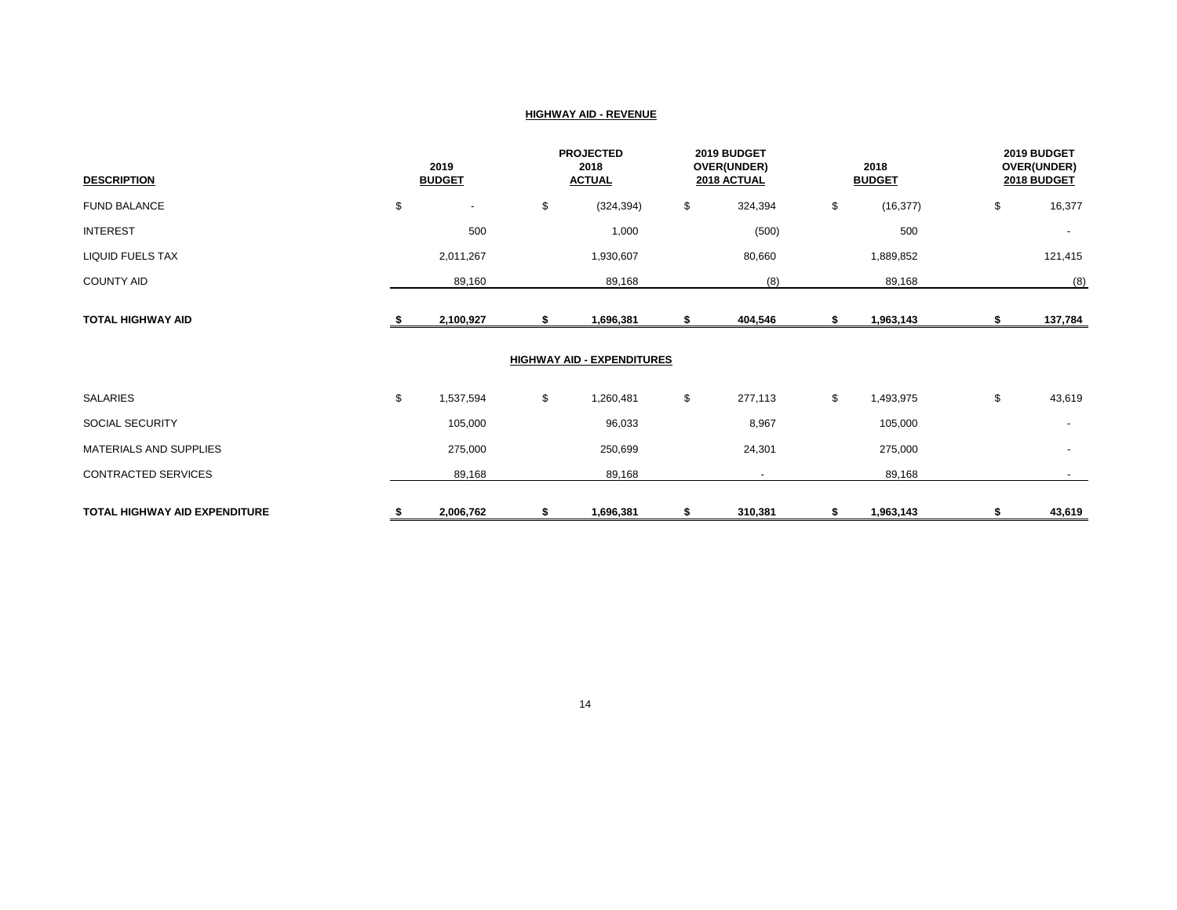## HIGHWAY AID - REVENUE

| DESCRIPTION | 2019 BUDGET | PROJECTED 2018 ACTUAL | 2019 BUDGET OVER(UNDER) 2018 ACTUAL | 2018 BUDGET | 2019 BUDGET OVER(UNDER) 2018 BUDGET |
|---|---|---|---|---|---|
| FUND BALANCE | $ - | $ (324,394) | $ 324,394 | $ (16,377) | $ 16,377 |
| INTEREST | 500 | 1,000 | (500) | 500 | - |
| LIQUID FUELS TAX | 2,011,267 | 1,930,607 | 80,660 | 1,889,852 | 121,415 |
| COUNTY AID | 89,160 | 89,168 | (8) | 89,168 | (8) |
| **TOTAL HIGHWAY AID** | **$ 2,100,927** | **$ 1,696,381** | **$ 404,546** | **$ 1,963,143** | **$ 137,784** |

## HIGHWAY AID - EXPENDITURES

| DESCRIPTION | 2019 BUDGET | PROJECTED 2018 ACTUAL | 2019 BUDGET OVER(UNDER) 2018 ACTUAL | 2018 BUDGET | 2019 BUDGET OVER(UNDER) 2018 BUDGET |
|---|---|---|---|---|---|
| SALARIES | $ 1,537,594 | $ 1,260,481 | $ 277,113 | $ 1,493,975 | $ 43,619 |
| SOCIAL SECURITY | 105,000 | 96,033 | 8,967 | 105,000 | - |
| MATERIALS AND SUPPLIES | 275,000 | 250,699 | 24,301 | 275,000 | - |
| CONTRACTED SERVICES | 89,168 | 89,168 | - | 89,168 | - |
| **TOTAL HIGHWAY AID EXPENDITURE** | **$ 2,006,762** | **$ 1,696,381** | **$ 310,381** | **$ 1,963,143** | **$ 43,619** |